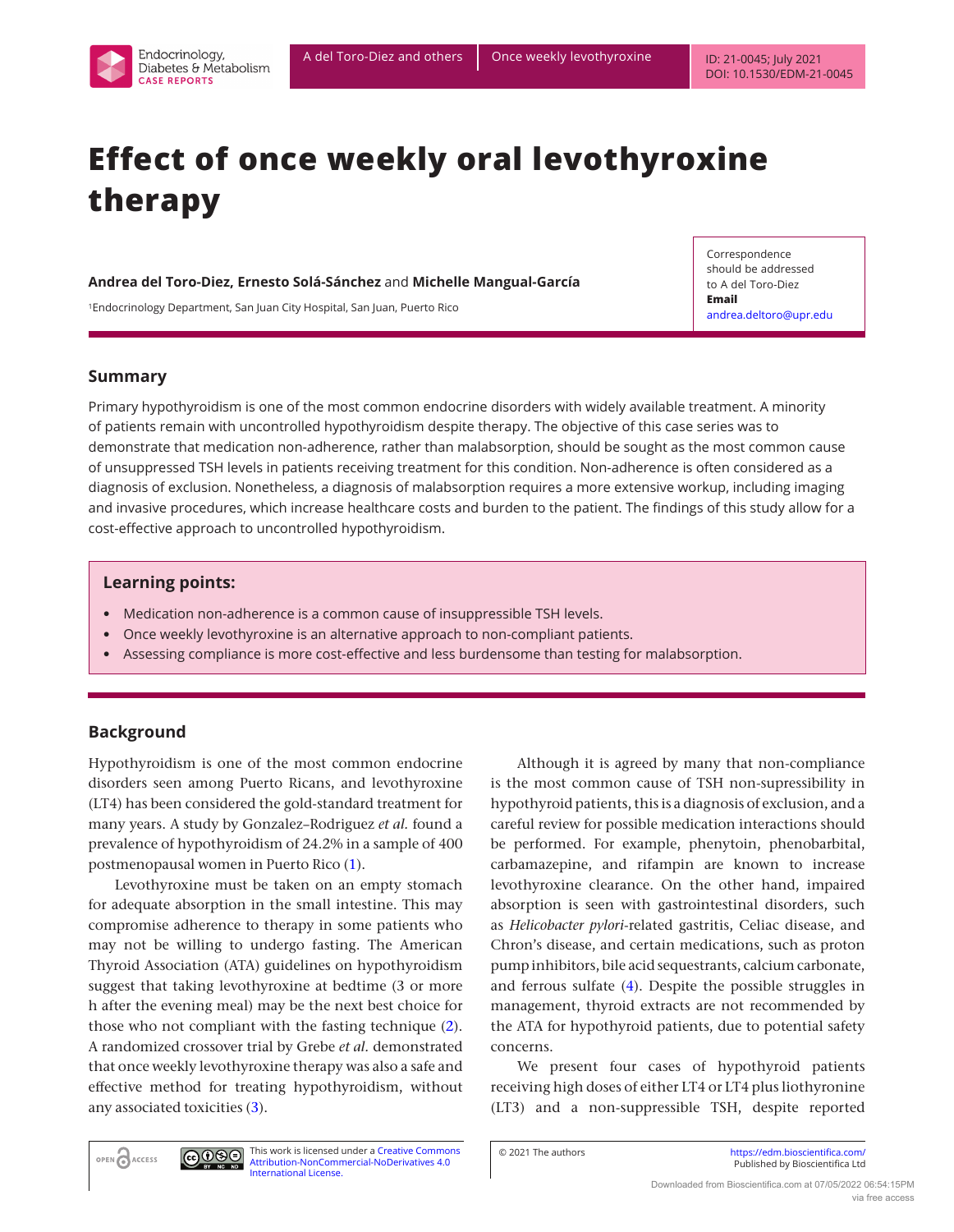# Effect of once weekly oral levothyroxine therapy

**Andrea del Toro-Diez, Ernesto Solá-Sánchez** and **Michelle Mangual-García**

[1]Endocrinology Department, San Juan City Hospital, San Juan, Puerto Rico

Correspondence should be addressed to A del Toro-Diez
**Email**
andrea.deltoro@upr.edu

## Summary

Primary hypothyroidism is one of the most common endocrine disorders with widely available treatment. A minority of patients remain with uncontrolled hypothyroidism despite therapy. The objective of this case series was to demonstrate that medication non-adherence, rather than malabsorption, should be sought as the most common cause of unsuppressed TSH levels in patients receiving treatment for this condition. Non-adherence is often considered as a diagnosis of exclusion. Nonetheless, a diagnosis of malabsorption requires a more extensive workup, including imaging and invasive procedures, which increase healthcare costs and burden to the patient. The findings of this study allow for a cost-effective approach to uncontrolled hypothyroidism.

### Learning points:

- Medication non-adherence is a common cause of insuppressible TSH levels.
- Once weekly levothyroxine is an alternative approach to non-compliant patients.
- Assessing compliance is more cost-effective and less burdensome than testing for malabsorption.

## Background

Hypothyroidism is one of the most common endocrine disorders seen among Puerto Ricans, and levothyroxine (LT4) has been considered the gold-standard treatment for many years. A study by Gonzalez–Rodriguez *et al.* found a prevalence of hypothyroidism of 24.2% in a sample of 400 postmenopausal women in Puerto Rico (1).

Levothyroxine must be taken on an empty stomach for adequate absorption in the small intestine. This may compromise adherence to therapy in some patients who may not be willing to undergo fasting. The American Thyroid Association (ATA) guidelines on hypothyroidism suggest that taking levothyroxine at bedtime (3 or more h after the evening meal) may be the next best choice for those who not compliant with the fasting technique (2). A randomized crossover trial by Grebe *et al.* demonstrated that once weekly levothyroxine therapy was also a safe and effective method for treating hypothyroidism, without any associated toxicities (3).

Although it is agreed by many that non-compliance is the most common cause of TSH non-supressibility in hypothyroid patients, this is a diagnosis of exclusion, and a careful review for possible medication interactions should be performed. For example, phenytoin, phenobarbital, carbamazepine, and rifampin are known to increase levothyroxine clearance. On the other hand, impaired absorption is seen with gastrointestinal disorders, such as *Helicobacter pylori*-related gastritis, Celiac disease, and Chron's disease, and certain medications, such as proton pump inhibitors, bile acid sequestrants, calcium carbonate, and ferrous sulfate (4). Despite the possible struggles in management, thyroid extracts are not recommended by the ATA for hypothyroid patients, due to potential safety concerns.

We present four cases of hypothyroid patients receiving high doses of either LT4 or LT4 plus liothyronine (LT3) and a non-suppressible TSH, despite reported

This work is licensed under a Creative Commons Attribution-NonCommercial-NoDerivatives 4.0 International License.

© 2021 The authors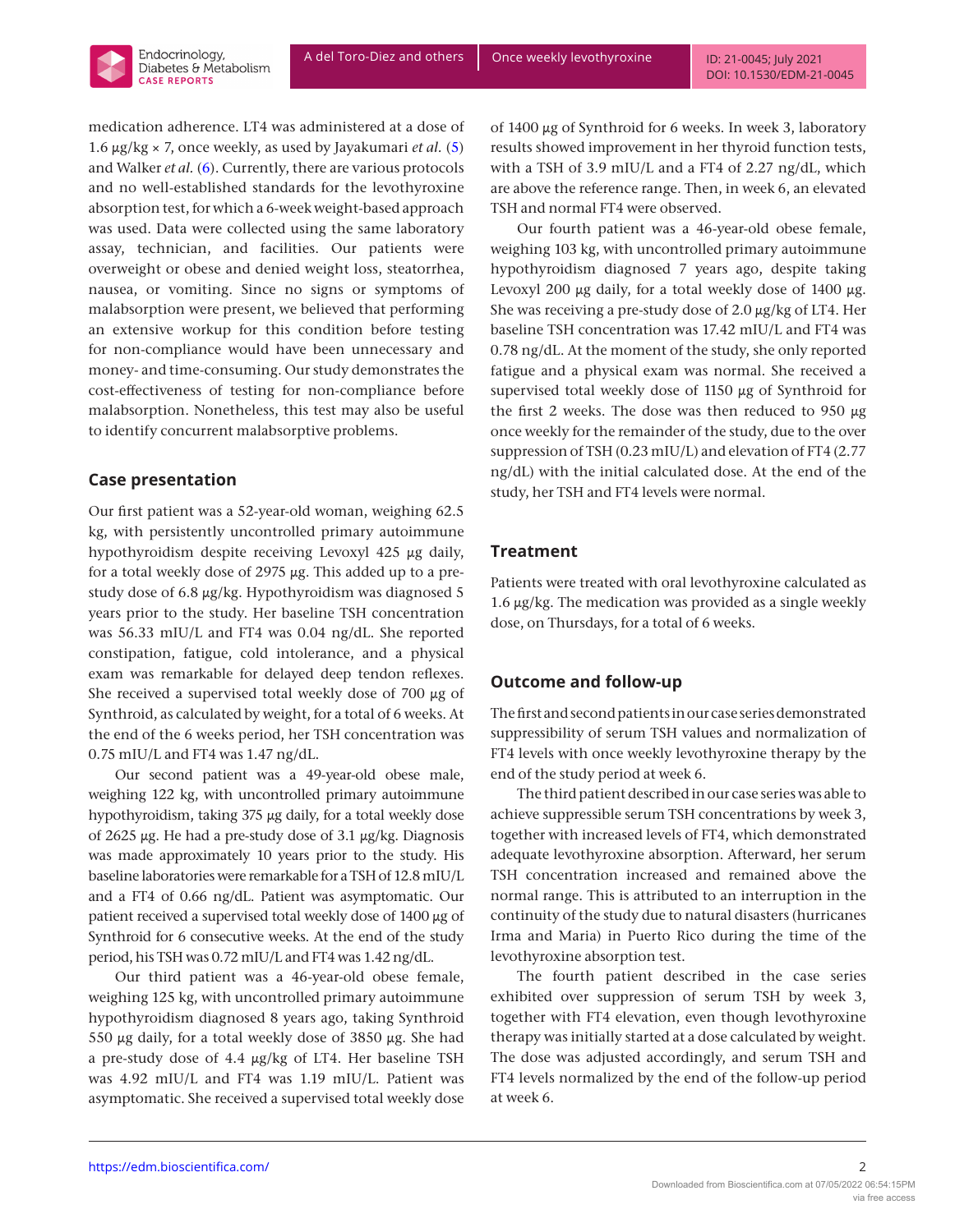medication adherence. LT4 was administered at a dose of 1.6 μg/kg × 7, once weekly, as used by Jayakumari *et al.* (5) and Walker *et al.* (6). Currently, there are various protocols and no well-established standards for the levothyroxine absorption test, for which a 6-week weight-based approach was used. Data were collected using the same laboratory assay, technician, and facilities. Our patients were overweight or obese and denied weight loss, steatorrhea, nausea, or vomiting. Since no signs or symptoms of malabsorption were present, we believed that performing an extensive workup for this condition before testing for non-compliance would have been unnecessary and money- and time-consuming. Our study demonstrates the cost-effectiveness of testing for non-compliance before malabsorption. Nonetheless, this test may also be useful to identify concurrent malabsorptive problems.

## Case presentation

Our first patient was a 52-year-old woman, weighing 62.5 kg, with persistently uncontrolled primary autoimmune hypothyroidism despite receiving Levoxyl 425 μg daily, for a total weekly dose of 2975 μg. This added up to a pre-study dose of 6.8 μg/kg. Hypothyroidism was diagnosed 5 years prior to the study. Her baseline TSH concentration was 56.33 mIU/L and FT4 was 0.04 ng/dL. She reported constipation, fatigue, cold intolerance, and a physical exam was remarkable for delayed deep tendon reflexes. She received a supervised total weekly dose of 700 μg of Synthroid, as calculated by weight, for a total of 6 weeks. At the end of the 6 weeks period, her TSH concentration was 0.75 mIU/L and FT4 was 1.47 ng/dL.

Our second patient was a 49-year-old obese male, weighing 122 kg, with uncontrolled primary autoimmune hypothyroidism, taking 375 μg daily, for a total weekly dose of 2625 μg. He had a pre-study dose of 3.1 μg/kg. Diagnosis was made approximately 10 years prior to the study. His baseline laboratories were remarkable for a TSH of 12.8 mIU/L and a FT4 of 0.66 ng/dL. Patient was asymptomatic. Our patient received a supervised total weekly dose of 1400 μg of Synthroid for 6 consecutive weeks. At the end of the study period, his TSH was 0.72 mIU/L and FT4 was 1.42 ng/dL.

Our third patient was a 46-year-old obese female, weighing 125 kg, with uncontrolled primary autoimmune hypothyroidism diagnosed 8 years ago, taking Synthroid 550 μg daily, for a total weekly dose of 3850 μg. She had a pre-study dose of 4.4 μg/kg of LT4. Her baseline TSH was 4.92 mIU/L and FT4 was 1.19 mIU/L. Patient was asymptomatic. She received a supervised total weekly dose of 1400 μg of Synthroid for 6 weeks. In week 3, laboratory results showed improvement in her thyroid function tests, with a TSH of 3.9 mIU/L and a FT4 of 2.27 ng/dL, which are above the reference range. Then, in week 6, an elevated TSH and normal FT4 were observed.

Our fourth patient was a 46-year-old obese female, weighing 103 kg, with uncontrolled primary autoimmune hypothyroidism diagnosed 7 years ago, despite taking Levoxyl 200 μg daily, for a total weekly dose of 1400 μg. She was receiving a pre-study dose of 2.0 μg/kg of LT4. Her baseline TSH concentration was 17.42 mIU/L and FT4 was 0.78 ng/dL. At the moment of the study, she only reported fatigue and a physical exam was normal. She received a supervised total weekly dose of 1150 μg of Synthroid for the first 2 weeks. The dose was then reduced to 950 μg once weekly for the remainder of the study, due to the over suppression of TSH (0.23 mIU/L) and elevation of FT4 (2.77 ng/dL) with the initial calculated dose. At the end of the study, her TSH and FT4 levels were normal.

## Treatment

Patients were treated with oral levothyroxine calculated as 1.6 μg/kg. The medication was provided as a single weekly dose, on Thursdays, for a total of 6 weeks.

## Outcome and follow-up

The first and second patients in our case series demonstrated suppressibility of serum TSH values and normalization of FT4 levels with once weekly levothyroxine therapy by the end of the study period at week 6.

The third patient described in our case series was able to achieve suppressible serum TSH concentrations by week 3, together with increased levels of FT4, which demonstrated adequate levothyroxine absorption. Afterward, her serum TSH concentration increased and remained above the normal range. This is attributed to an interruption in the continuity of the study due to natural disasters (hurricanes Irma and Maria) in Puerto Rico during the time of the levothyroxine absorption test.

The fourth patient described in the case series exhibited over suppression of serum TSH by week 3, together with FT4 elevation, even though levothyroxine therapy was initially started at a dose calculated by weight. The dose was adjusted accordingly, and serum TSH and FT4 levels normalized by the end of the follow-up period at week 6.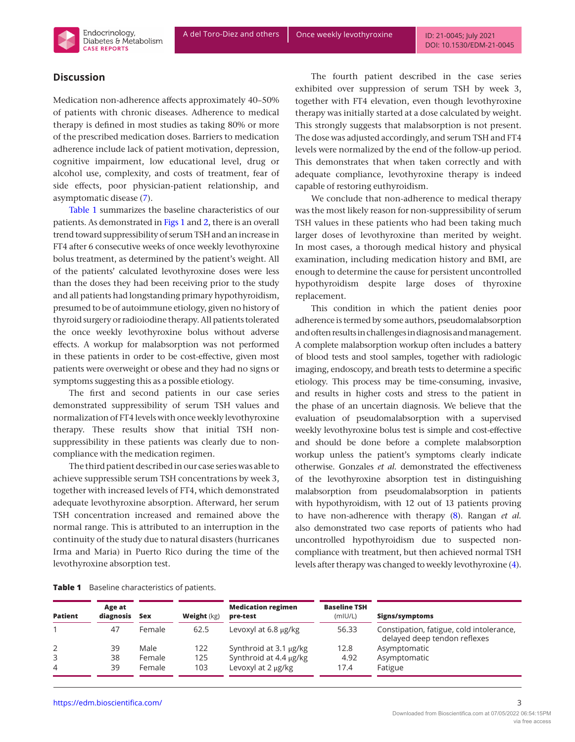## Discussion

Medication non-adherence affects approximately 40–50% of patients with chronic diseases. Adherence to medical therapy is defined in most studies as taking 80% or more of the prescribed medication doses. Barriers to medication adherence include lack of patient motivation, depression, cognitive impairment, low educational level, drug or alcohol use, complexity, and costs of treatment, fear of side effects, poor physician-patient relationship, and asymptomatic disease (7).

Table 1 summarizes the baseline characteristics of our patients. As demonstrated in Figs 1 and 2, there is an overall trend toward suppressibility of serum TSH and an increase in FT4 after 6 consecutive weeks of once weekly levothyroxine bolus treatment, as determined by the patient's weight. All of the patients' calculated levothyroxine doses were less than the doses they had been receiving prior to the study and all patients had longstanding primary hypothyroidism, presumed to be of autoimmune etiology, given no history of thyroid surgery or radioiodine therapy. All patients tolerated the once weekly levothyroxine bolus without adverse effects. A workup for malabsorption was not performed in these patients in order to be cost-effective, given most patients were overweight or obese and they had no signs or symptoms suggesting this as a possible etiology.

The first and second patients in our case series demonstrated suppressibility of serum TSH values and normalization of FT4 levels with once weekly levothyroxine therapy. These results show that initial TSH non-suppressibility in these patients was clearly due to non-compliance with the medication regimen.

The third patient described in our case series was able to achieve suppressible serum TSH concentrations by week 3, together with increased levels of FT4, which demonstrated adequate levothyroxine absorption. Afterward, her serum TSH concentration increased and remained above the normal range. This is attributed to an interruption in the continuity of the study due to natural disasters (hurricanes Irma and Maria) in Puerto Rico during the time of the levothyroxine absorption test.

The fourth patient described in the case series exhibited over suppression of serum TSH by week 3, together with FT4 elevation, even though levothyroxine therapy was initially started at a dose calculated by weight. This strongly suggests that malabsorption is not present. The dose was adjusted accordingly, and serum TSH and FT4 levels were normalized by the end of the follow-up period. This demonstrates that when taken correctly and with adequate compliance, levothyroxine therapy is indeed capable of restoring euthyroidism.

We conclude that non-adherence to medical therapy was the most likely reason for non-suppressibility of serum TSH values in these patients who had been taking much larger doses of levothyroxine than merited by weight. In most cases, a thorough medical history and physical examination, including medication history and BMI, are enough to determine the cause for persistent uncontrolled hypothyroidism despite large doses of thyroxine replacement.

This condition in which the patient denies poor adherence is termed by some authors, pseudomalabsorption and often results in challenges in diagnosis and management. A complete malabsorption workup often includes a battery of blood tests and stool samples, together with radiologic imaging, endoscopy, and breath tests to determine a specific etiology. This process may be time-consuming, invasive, and results in higher costs and stress to the patient in the phase of an uncertain diagnosis. We believe that the evaluation of pseudomalabsorption with a supervised weekly levothyroxine bolus test is simple and cost-effective and should be done before a complete malabsorption workup unless the patient's symptoms clearly indicate otherwise. Gonzales *et al.* demonstrated the effectiveness of the levothyroxine absorption test in distinguishing malabsorption from pseudomalabsorption in patients with hypothyroidism, with 12 out of 13 patients proving to have non-adherence with therapy (8). Rangan *et al.* also demonstrated two case reports of patients who had uncontrolled hypothyroidism due to suspected non-compliance with treatment, but then achieved normal TSH levels after therapy was changed to weekly levothyroxine (4).

**Table 1** Baseline characteristics of patients.

| Patient | Age at diagnosis | Sex | Weight (kg) | Medication regimen pre-test | Baseline TSH (mIU/L) | Signs/symptoms |
|---|---|---|---|---|---|---|
| 1 | 47 | Female | 62.5 | Levoxyl at 6.8 μg/kg | 56.33 | Constipation, fatigue, cold intolerance, delayed deep tendon reflexes |
| 2 | 39 | Male | 122 | Synthroid at 3.1 μg/kg | 12.8 | Asymptomatic |
| 3 | 38 | Female | 125 | Synthroid at 4.4 μg/kg | 4.92 | Asymptomatic |
| 4 | 39 | Female | 103 | Levoxyl at 2 μg/kg | 17.4 | Fatigue |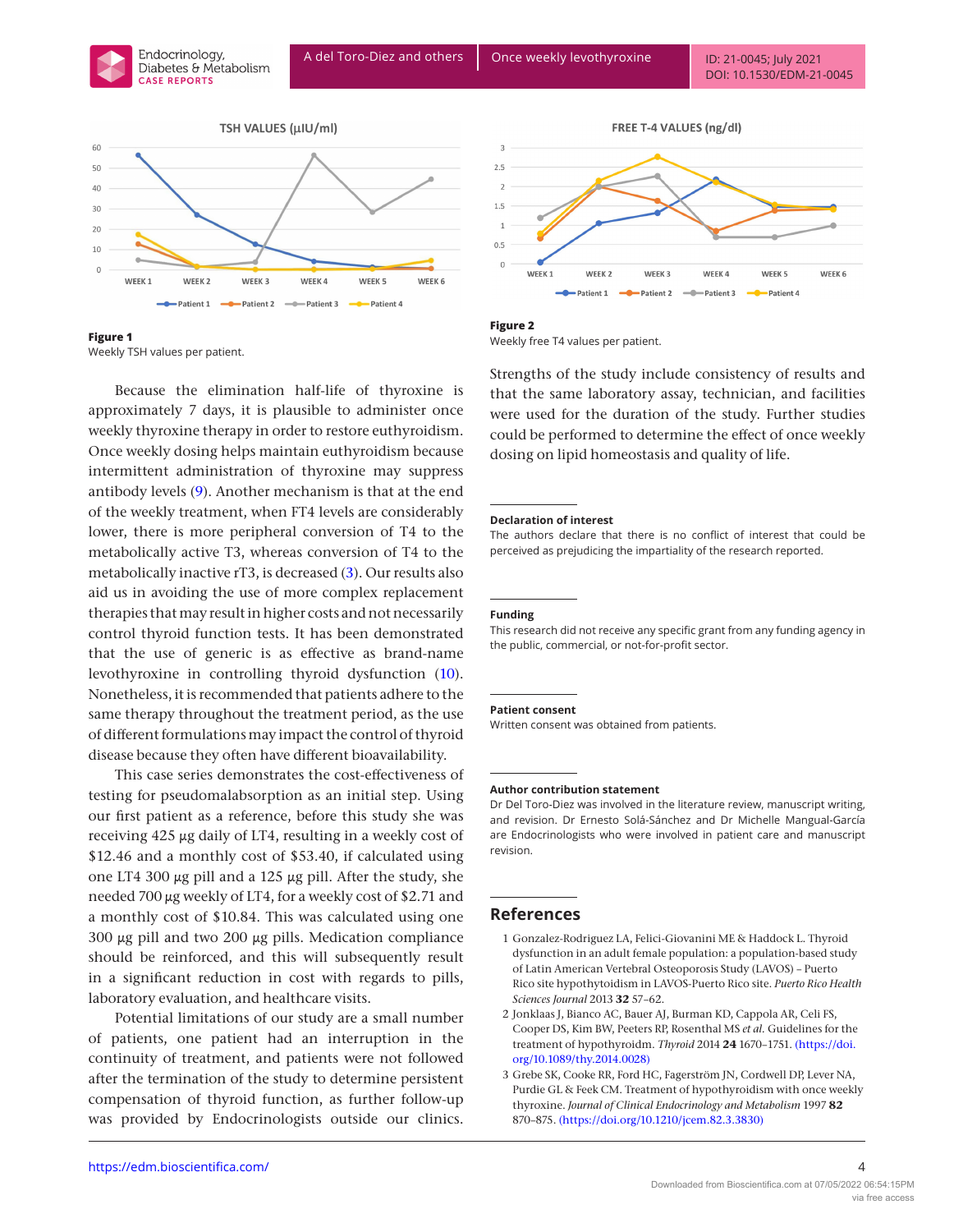**Figure 1**
Weekly TSH values per patient.

**Figure 2**
Weekly free T4 values per patient.

Because the elimination half-life of thyroxine is approximately 7 days, it is plausible to administer once weekly thyroxine therapy in order to restore euthyroidism. Once weekly dosing helps maintain euthyroidism because intermittent administration of thyroxine may suppress antibody levels (9). Another mechanism is that at the end of the weekly treatment, when FT4 levels are considerably lower, there is more peripheral conversion of T4 to the metabolically active T3, whereas conversion of T4 to the metabolically inactive rT3, is decreased (3). Our results also aid us in avoiding the use of more complex replacement therapies that may result in higher costs and not necessarily control thyroid function tests. It has been demonstrated that the use of generic is as effective as brand-name levothyroxine in controlling thyroid dysfunction (10). Nonetheless, it is recommended that patients adhere to the same therapy throughout the treatment period, as the use of different formulations may impact the control of thyroid disease because they often have different bioavailability.

This case series demonstrates the cost-effectiveness of testing for pseudomalabsorption as an initial step. Using our first patient as a reference, before this study she was receiving 425 µg daily of LT4, resulting in a weekly cost of $12.46 and a monthly cost of $53.40, if calculated using one LT4 300 µg pill and a 125 µg pill. After the study, she needed 700 µg weekly of LT4, for a weekly cost of $2.71 and a monthly cost of $10.84. This was calculated using one 300 µg pill and two 200 µg pills. Medication compliance should be reinforced, and this will subsequently result in a significant reduction in cost with regards to pills, laboratory evaluation, and healthcare visits.

Potential limitations of our study are a small number of patients, one patient had an interruption in the continuity of treatment, and patients were not followed after the termination of the study to determine persistent compensation of thyroid function, as further follow-up was provided by Endocrinologists outside our clinics. Strengths of the study include consistency of results and that the same laboratory assay, technician, and facilities were used for the duration of the study. Further studies could be performed to determine the effect of once weekly dosing on lipid homeostasis and quality of life.

### Declaration of interest

The authors declare that there is no conflict of interest that could be perceived as prejudicing the impartiality of the research reported.

### Funding

This research did not receive any specific grant from any funding agency in the public, commercial, or not-for-profit sector.

### Patient consent

Written consent was obtained from patients.

### Author contribution statement

Dr Del Toro-Diez was involved in the literature review, manuscript writing, and revision. Dr Ernesto Solá-Sánchez and Dr Michelle Mangual-García are Endocrinologists who were involved in patient care and manuscript revision.

## References

1. Gonzalez-Rodriguez LA, Felici-Giovanini ME & Haddock L. Thyroid dysfunction in an adult female population: a population-based study of Latin American Vertebral Osteoporosis Study (LAVOS) – Puerto Rico site hypothyroidism in LAVOS-Puerto Rico site. *Puerto Rico Health Sciences Journal* 2013 **32** 57–62.
2. Jonklaas J, Bianco AC, Bauer AJ, Burman KD, Cappola AR, Celi FS, Cooper DS, Kim BW, Peeters RP, Rosenthal MS *et al.* Guidelines for the treatment of hypothyroidm. *Thyroid* 2014 **24** 1670–1751. (https://doi.org/10.1089/thy.2014.0028)
3. Grebe SK, Cooke RR, Ford HC, Fagerström JN, Cordwell DP, Lever NA, Purdie GL & Feek CM. Treatment of hypothyroidism with once weekly thyroxine. *Journal of Clinical Endocrinology and Metabolism* 1997 **82** 870–875. (https://doi.org/10.1210/jcem.82.3.3830)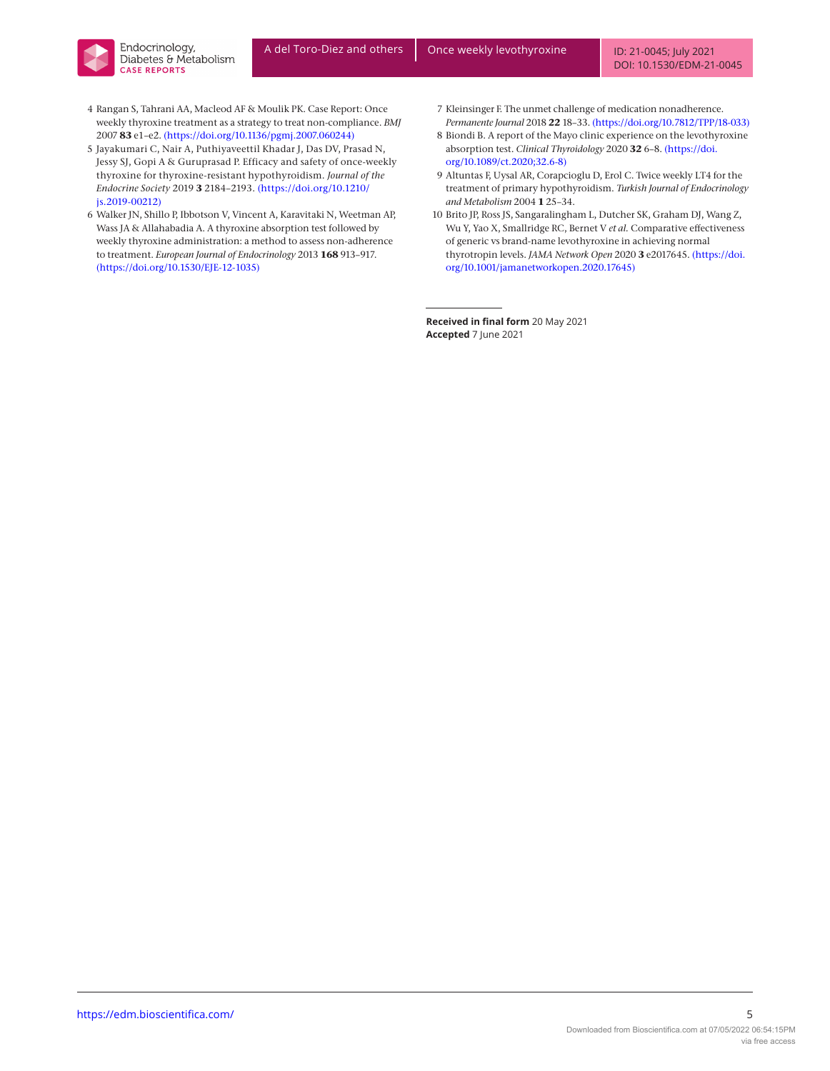4 Rangan S, Tahrani AA, Macleod AF & Moulik PK. Case Report: Once weekly thyroxine treatment as a strategy to treat non-compliance. *BMJ* 2007 **83** e1–e2. (https://doi.org/10.1136/pgmj.2007.060244)

5 Jayakumari C, Nair A, Puthiyaveettil Khadar J, Das DV, Prasad N, Jessy SJ, Gopi A & Guruprasad P. Efficacy and safety of once-weekly thyroxine for thyroxine-resistant hypothyroidism. *Journal of the Endocrine Society* 2019 **3** 2184–2193. (https://doi.org/10.1210/js.2019-00212)

6 Walker JN, Shillo P, Ibbotson V, Vincent A, Karavitaki N, Weetman AP, Wass JA & Allahabadia A. A thyroxine absorption test followed by weekly thyroxine administration: a method to assess non-adherence to treatment. *European Journal of Endocrinology* 2013 **168** 913–917. (https://doi.org/10.1530/EJE-12-1035)

7 Kleinsinger F. The unmet challenge of medication nonadherence. *Permanente Journal* 2018 **22** 18–33. (https://doi.org/10.7812/TPP/18-033)

8 Biondi B. A report of the Mayo clinic experience on the levothyroxine absorption test. *Clinical Thyroidology* 2020 **32** 6–8. (https://doi.org/10.1089/ct.2020;32.6-8)

9 Altuntas F, Uysal AR, Corapcioglu D, Erol C. Twice weekly LT4 for the treatment of primary hypothyroidism. *Turkish Journal of Endocrinology and Metabolism* 2004 **1** 25–34.

10 Brito JP, Ross JS, Sangaralingham L, Dutcher SK, Graham DJ, Wang Z, Wu Y, Yao X, Smallridge RC, Bernet V *et al.* Comparative effectiveness of generic vs brand-name levothyroxine in achieving normal thyrotropin levels. *JAMA Network Open* 2020 **3** e2017645. (https://doi.org/10.1001/jamanetworkopen.2020.17645)

**Received in final form** 20 May 2021
**Accepted** 7 June 2021